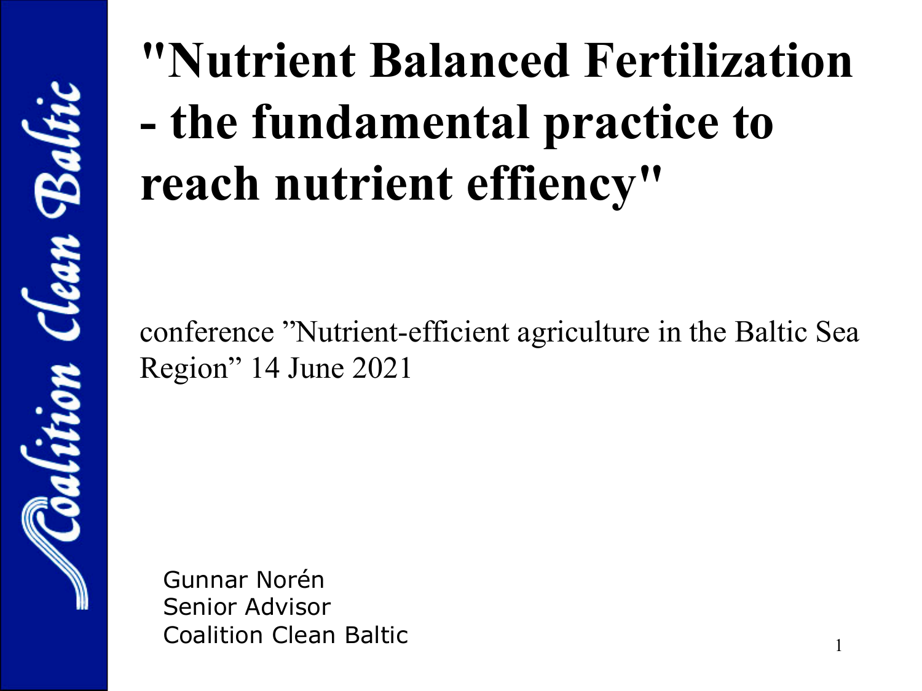Coalition Clean Baltic

# "Nutrient Balanced Fertilization - the fundamental practice to reach nutrient effiency"

conference "Nutrient-efficient agriculture in the Baltic Sea Region" 14 June 2021

Gunnar Norén
Senior Advisor
Coalition Clean Baltic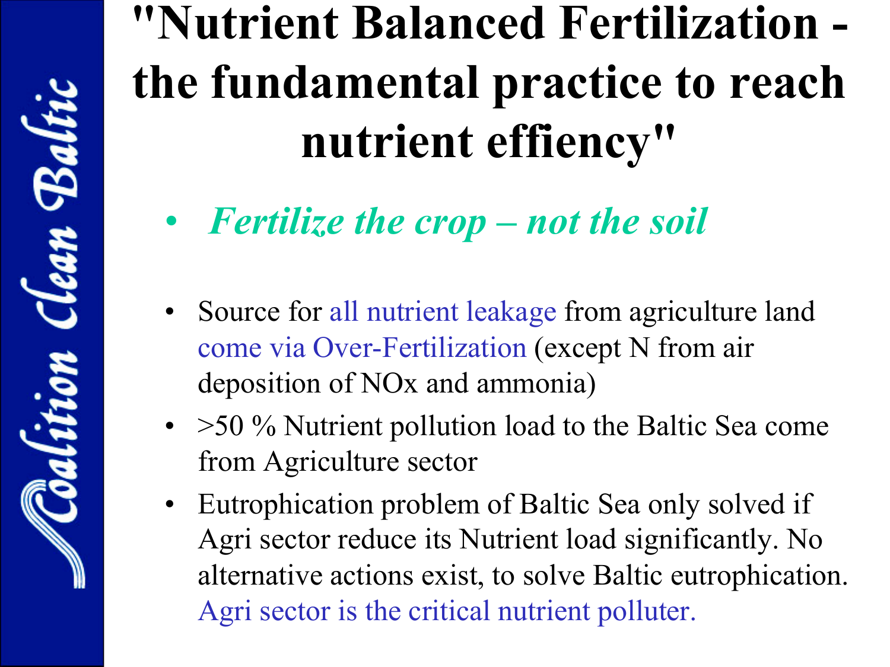# "Nutrient Balanced Fertilization - the fundamental practice to reach nutrient effiency"

- ***Fertilize the crop – not the soil***

- Source for all nutrient leakage from agriculture land come via Over-Fertilization (except N from air deposition of NOx and ammonia)
- >50 % Nutrient pollution load to the Baltic Sea come from Agriculture sector
- Eutrophication problem of Baltic Sea only solved if Agri sector reduce its Nutrient load significantly. No alternative actions exist, to solve Baltic eutrophication. Agri sector is the critical nutrient polluter.

Coalition Clean Baltic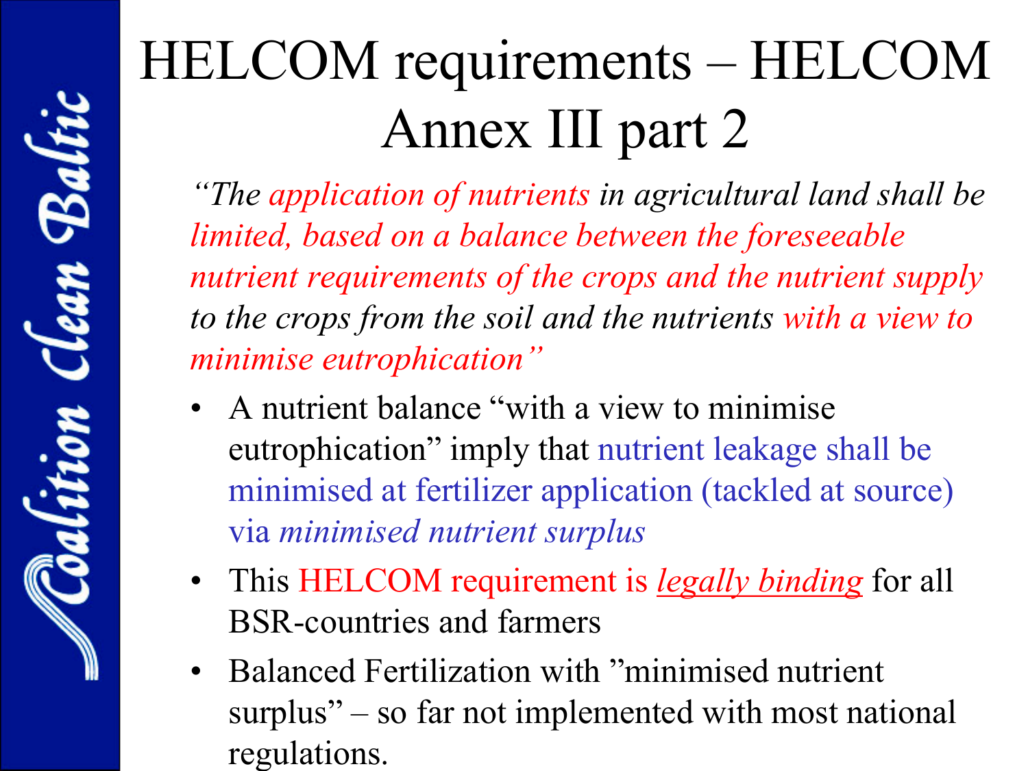# HELCOM requirements – HELCOM Annex III part 2

*"The application of nutrients in agricultural land shall be limited, based on a balance between the foreseeable nutrient requirements of the crops and the nutrient supply to the crops from the soil and the nutrients with a view to minimise eutrophication"*

- A nutrient balance "with a view to minimise eutrophication" imply that nutrient leakage shall be minimised at fertilizer application (tackled at source) via *minimised nutrient surplus*
- This HELCOM requirement is ***legally binding*** for all BSR-countries and farmers
- Balanced Fertilization with "minimised nutrient surplus" – so far not implemented with most national regulations.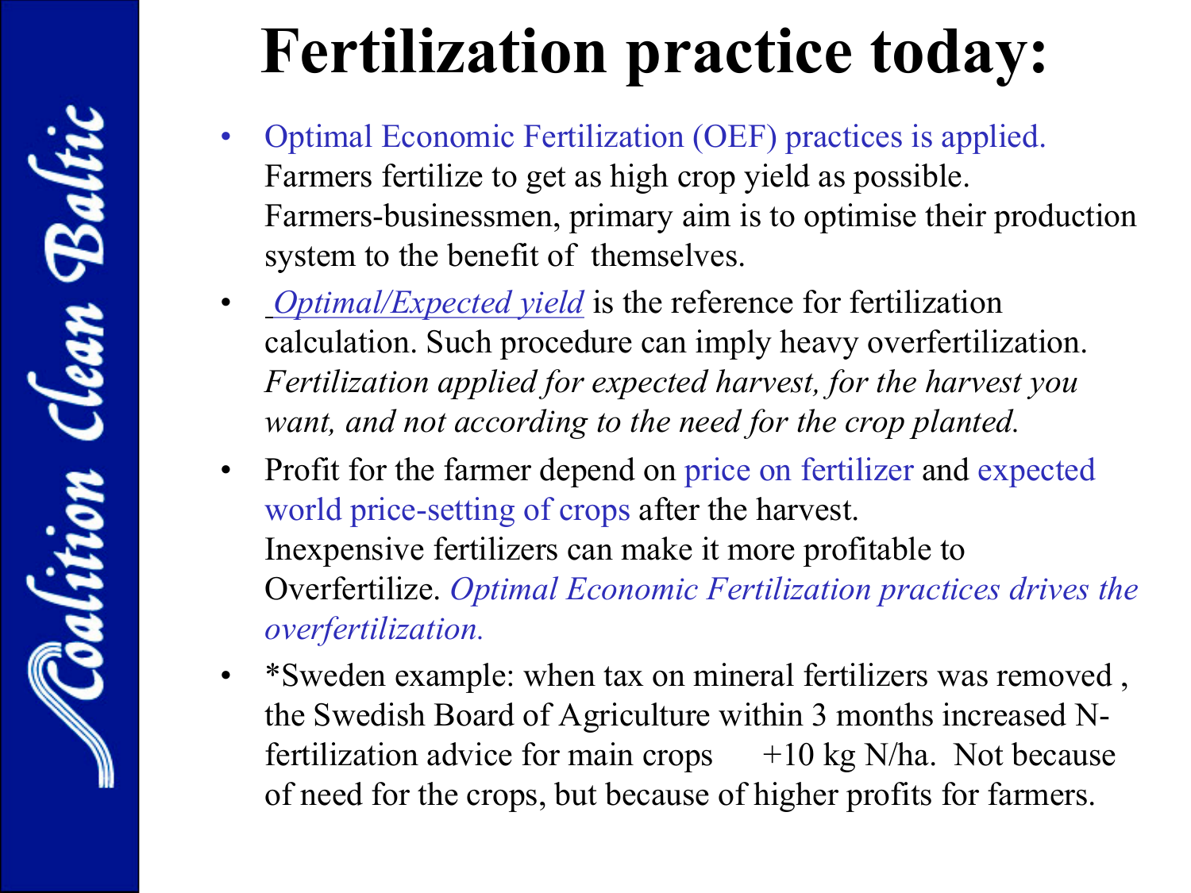# Fertilization practice today:

- Optimal Economic Fertilization (OEF) practices is applied. Farmers fertilize to get as high crop yield as possible. Farmers-businessmen, primary aim is to optimise their production system to the benefit of themselves.
- *Optimal/Expected yield* is the reference for fertilization calculation. Such procedure can imply heavy overfertilization. *Fertilization applied for expected harvest, for the harvest you want, and not according to the need for the crop planted.*
- Profit for the farmer depend on price on fertilizer and expected world price-setting of crops after the harvest. Inexpensive fertilizers can make it more profitable to Overfertilize. *Optimal Economic Fertilization practices drives the overfertilization.*
- *Sweden example: when tax on mineral fertilizers was removed , the Swedish Board of Agriculture within 3 months increased N-fertilization advice for main crops +10 kg N/ha. Not because of need for the crops, but because of higher profits for farmers.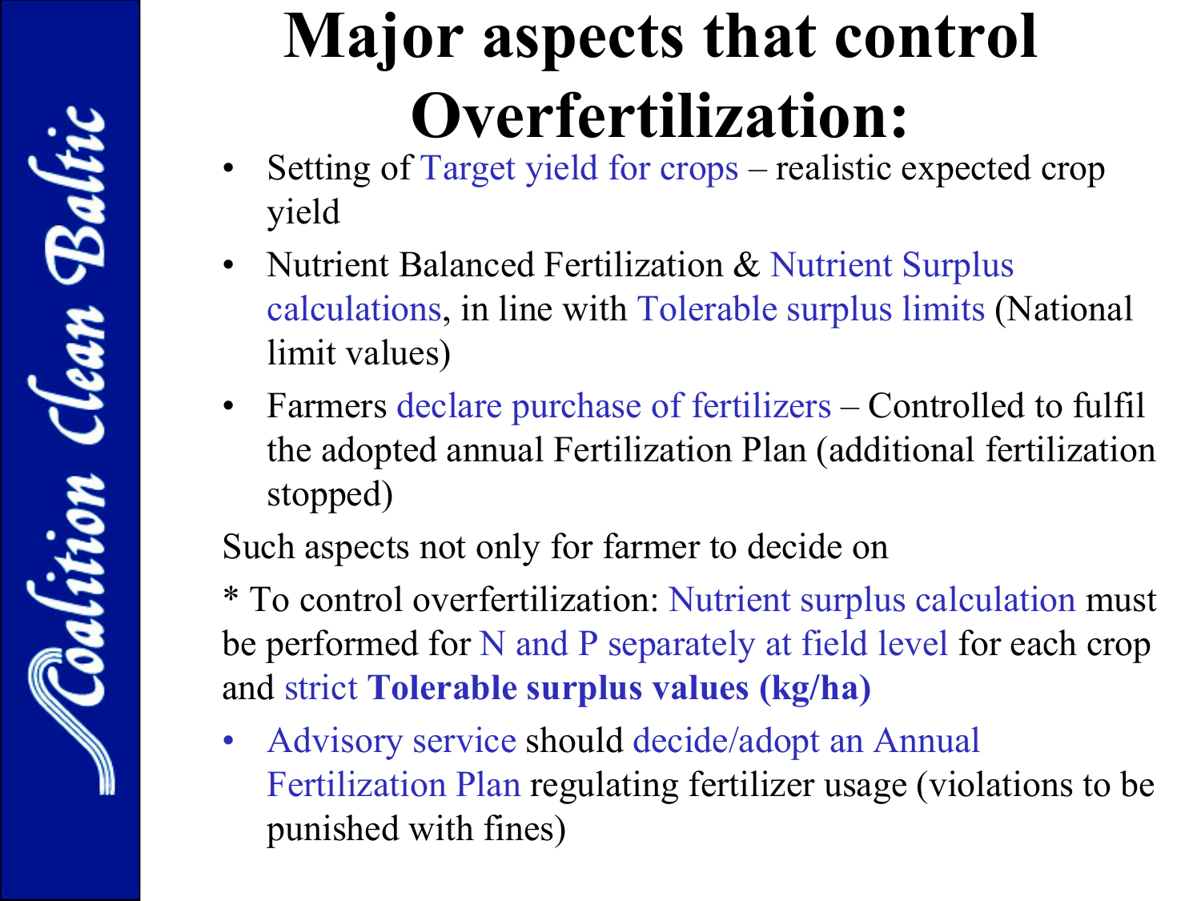# Major aspects that control Overfertilization:

- Setting of Target yield for crops – realistic expected crop yield
- Nutrient Balanced Fertilization & Nutrient Surplus calculations, in line with Tolerable surplus limits (National limit values)
- Farmers declare purchase of fertilizers – Controlled to fulfil the adopted annual Fertilization Plan (additional fertilization stopped)

Such aspects not only for farmer to decide on

* To control overfertilization: Nutrient surplus calculation must be performed for N and P separately at field level for each crop and strict **Tolerable surplus values (kg/ha)**

- Advisory service should decide/adopt an Annual Fertilization Plan regulating fertilizer usage (violations to be punished with fines)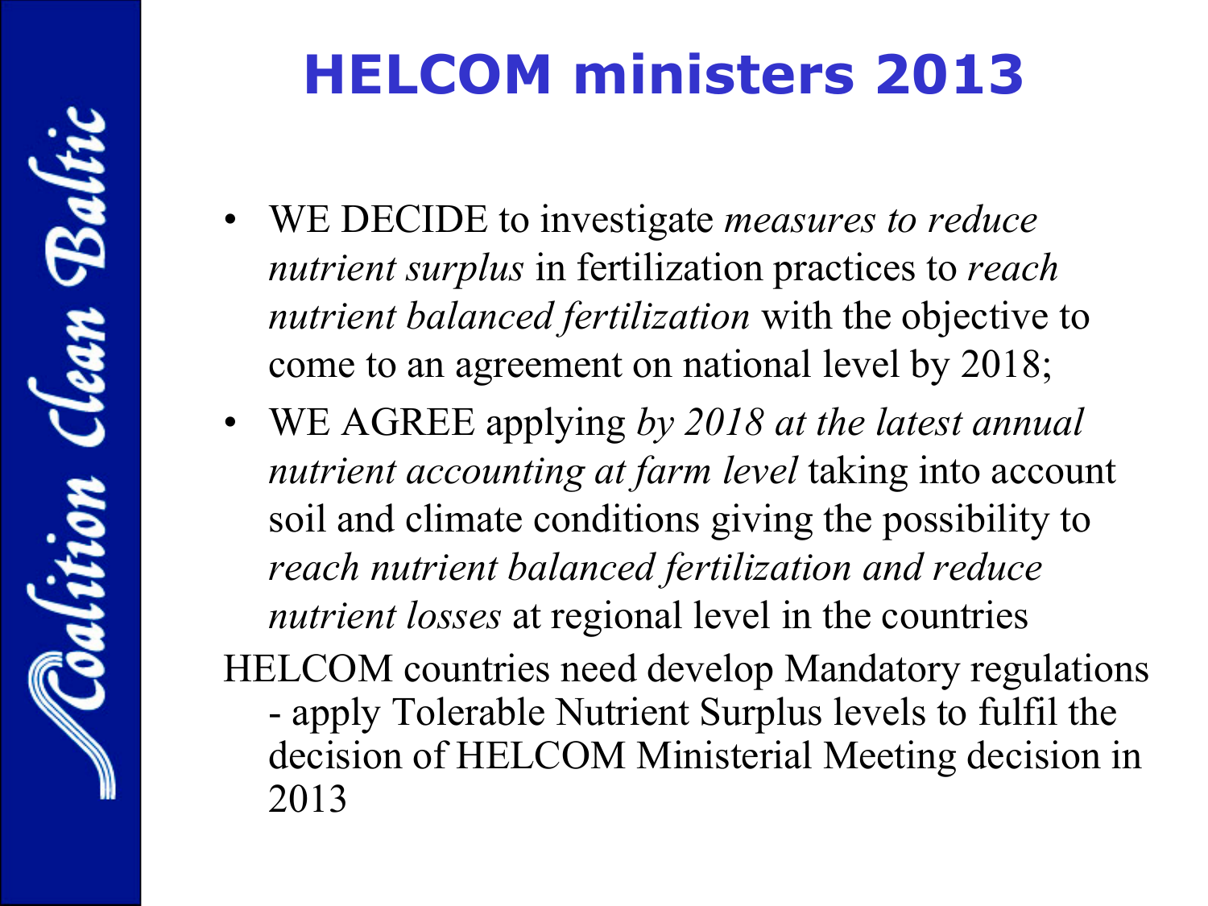# HELCOM ministers 2013

- WE DECIDE to investigate *measures to reduce nutrient surplus* in fertilization practices to *reach nutrient balanced fertilization* with the objective to come to an agreement on national level by 2018;
- WE AGREE applying *by 2018 at the latest annual nutrient accounting at farm level* taking into account soil and climate conditions giving the possibility to *reach nutrient balanced fertilization and reduce nutrient losses* at regional level in the countries

HELCOM countries need develop Mandatory regulations - apply Tolerable Nutrient Surplus levels to fulfil the decision of HELCOM Ministerial Meeting decision in 2013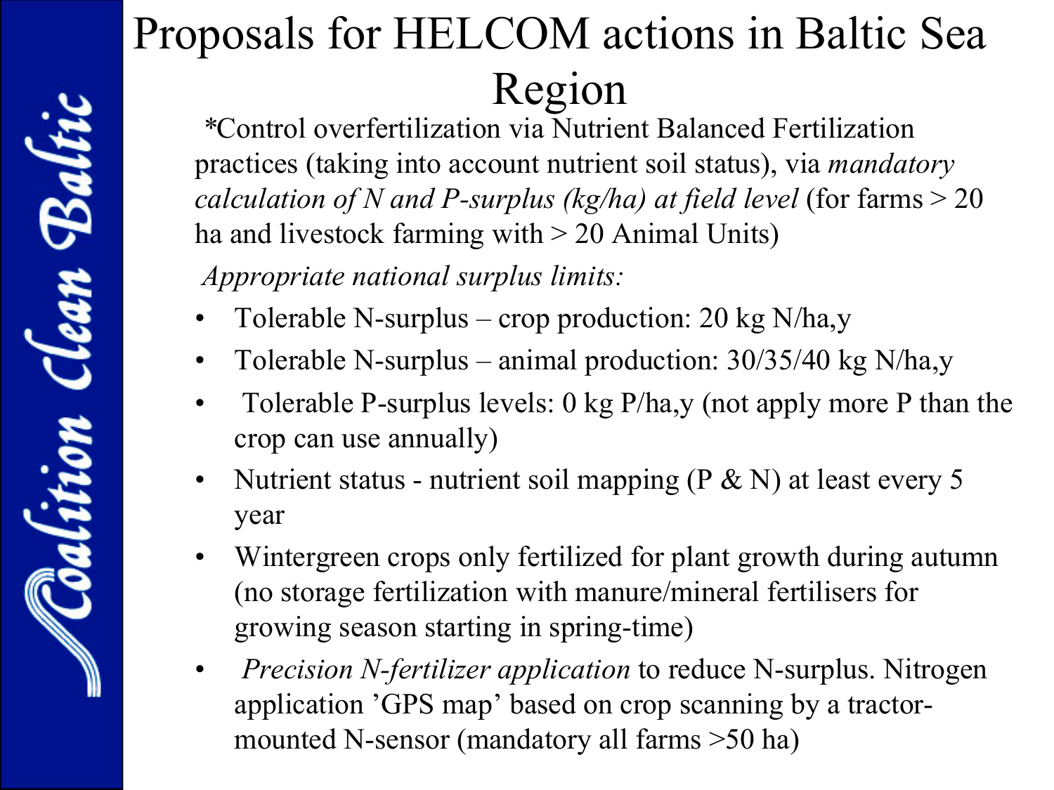# Proposals for HELCOM actions in Baltic Sea Region

*Control overfertilization via Nutrient Balanced Fertilization practices (taking into account nutrient soil status), via *mandatory calculation of N and P-surplus (kg/ha) at field level* (for farms > 20 ha and livestock farming with > 20 Animal Units)

*Appropriate national surplus limits:*

- Tolerable N-surplus – crop production: 20 kg N/ha,y
- Tolerable N-surplus – animal production: 30/35/40 kg N/ha,y
- Tolerable P-surplus levels: 0 kg P/ha,y (not apply more P than the crop can use annually)
- Nutrient status - nutrient soil mapping (P & N) at least every 5 year
- Wintergreen crops only fertilized for plant growth during autumn (no storage fertilization with manure/mineral fertilisers for growing season starting in spring-time)
- *Precision N-fertilizer application* to reduce N-surplus. Nitrogen application 'GPS map' based on crop scanning by a tractor-mounted N-sensor (mandatory all farms >50 ha)

Coalition Clean Baltic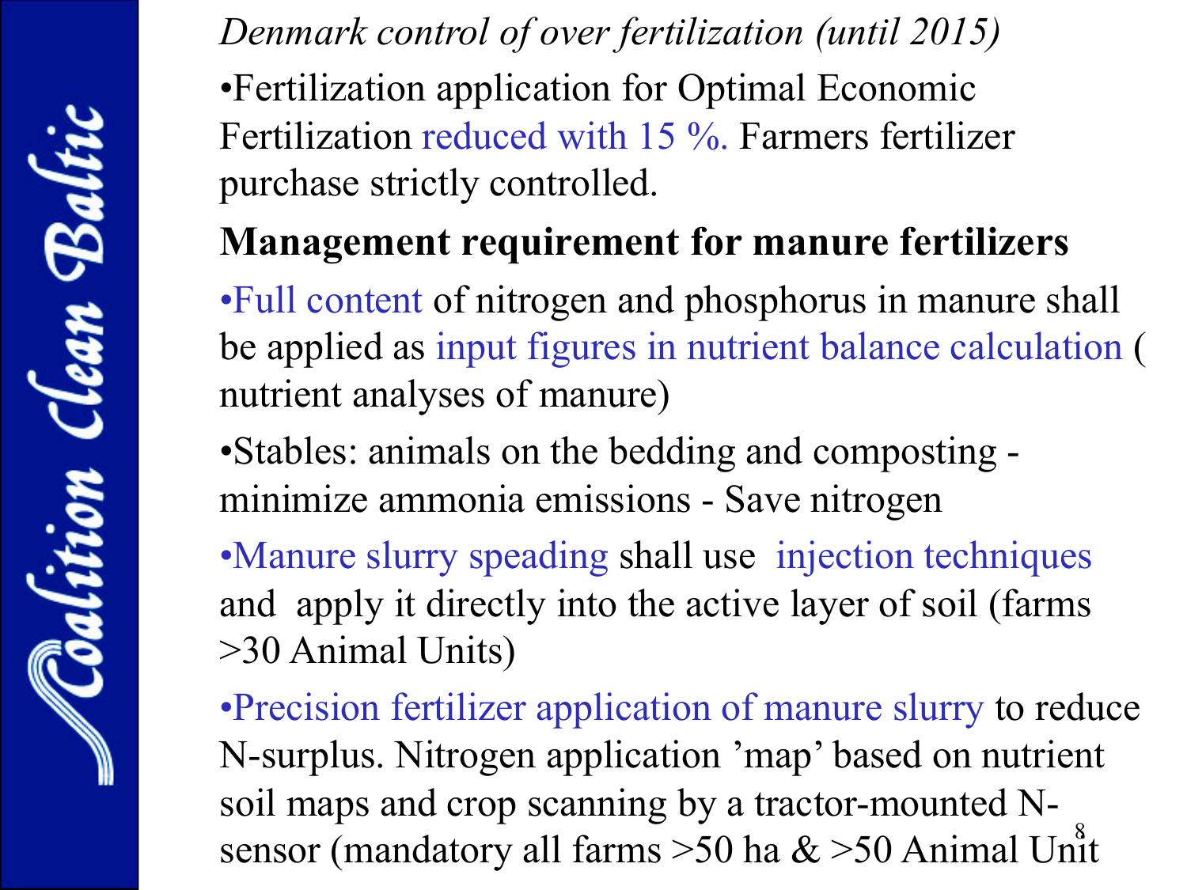*Denmark control of over fertilization (until 2015)*

- Fertilization application for Optimal Economic Fertilization reduced with 15 %. Farmers fertilizer purchase strictly controlled.

**Management requirement for manure fertilizers**

- Full content of nitrogen and phosphorus in manure shall be applied as input figures in nutrient balance calculation ( nutrient analyses of manure)
- Stables: animals on the bedding and composting - minimize ammonia emissions - Save nitrogen
- Manure slurry speading shall use injection techniques and apply it directly into the active layer of soil (farms >30 Animal Units)
- Precision fertilizer application of manure slurry to reduce N-surplus. Nitrogen application 'map' based on nutrient soil maps and crop scanning by a tractor-mounted N-sensor (mandatory all farms >50 ha & >50 Animal Unit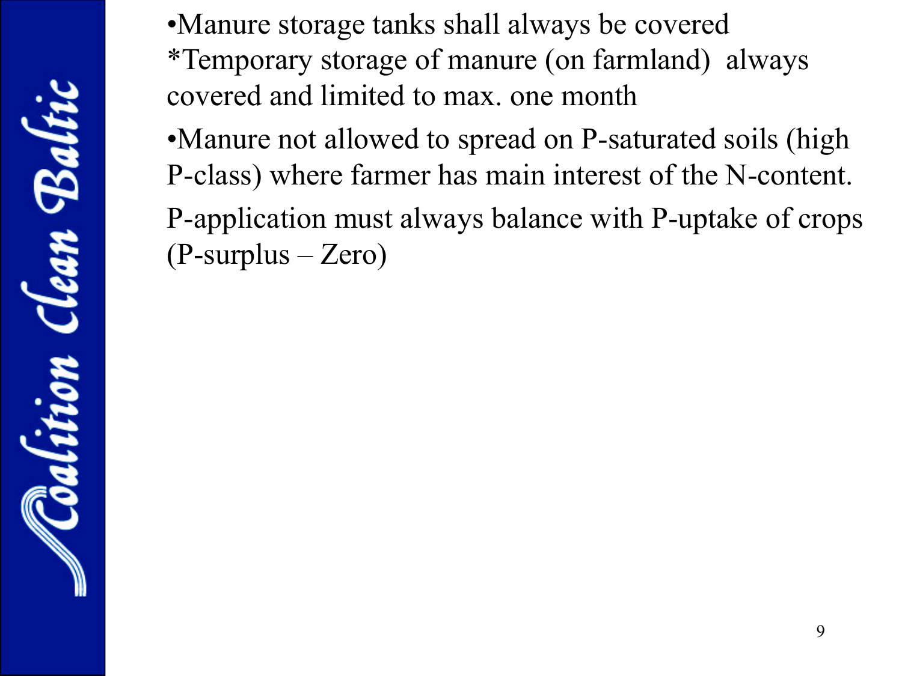- Manure storage tanks shall always be covered
  *Temporary storage of manure (on farmland) always covered and limited to max. one month
- Manure not allowed to spread on P-saturated soils (high P-class) where farmer has main interest of the N-content.

P-application must always balance with P-uptake of crops (P-surplus – Zero)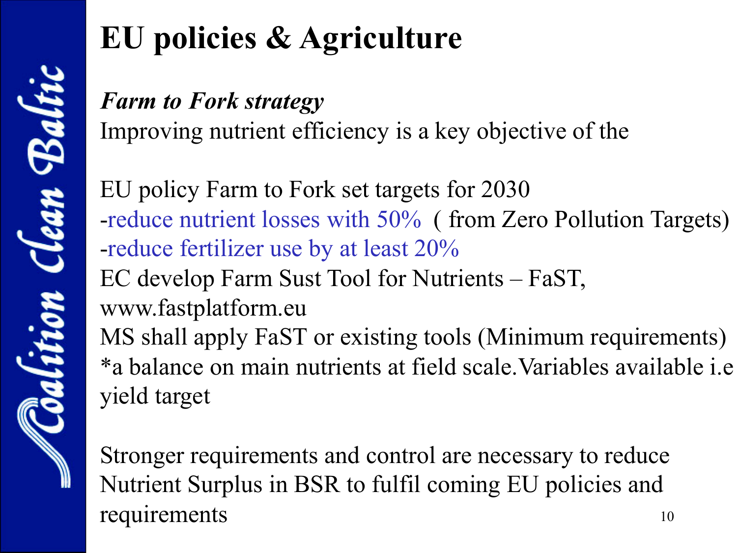# EU policies & Agriculture

***Farm to Fork strategy***

Improving nutrient efficiency is a key objective of the

EU policy Farm to Fork set targets for 2030
-reduce nutrient losses with 50% ( from Zero Pollution Targets)
-reduce fertilizer use by at least 20%
EC develop Farm Sust Tool for Nutrients – FaST, www.fastplatform.eu
MS shall apply FaST or existing tools (Minimum requirements)
*a balance on main nutrients at field scale.Variables available i.e yield target

Stronger requirements and control are necessary to reduce Nutrient Surplus in BSR to fulfil coming EU policies and requirements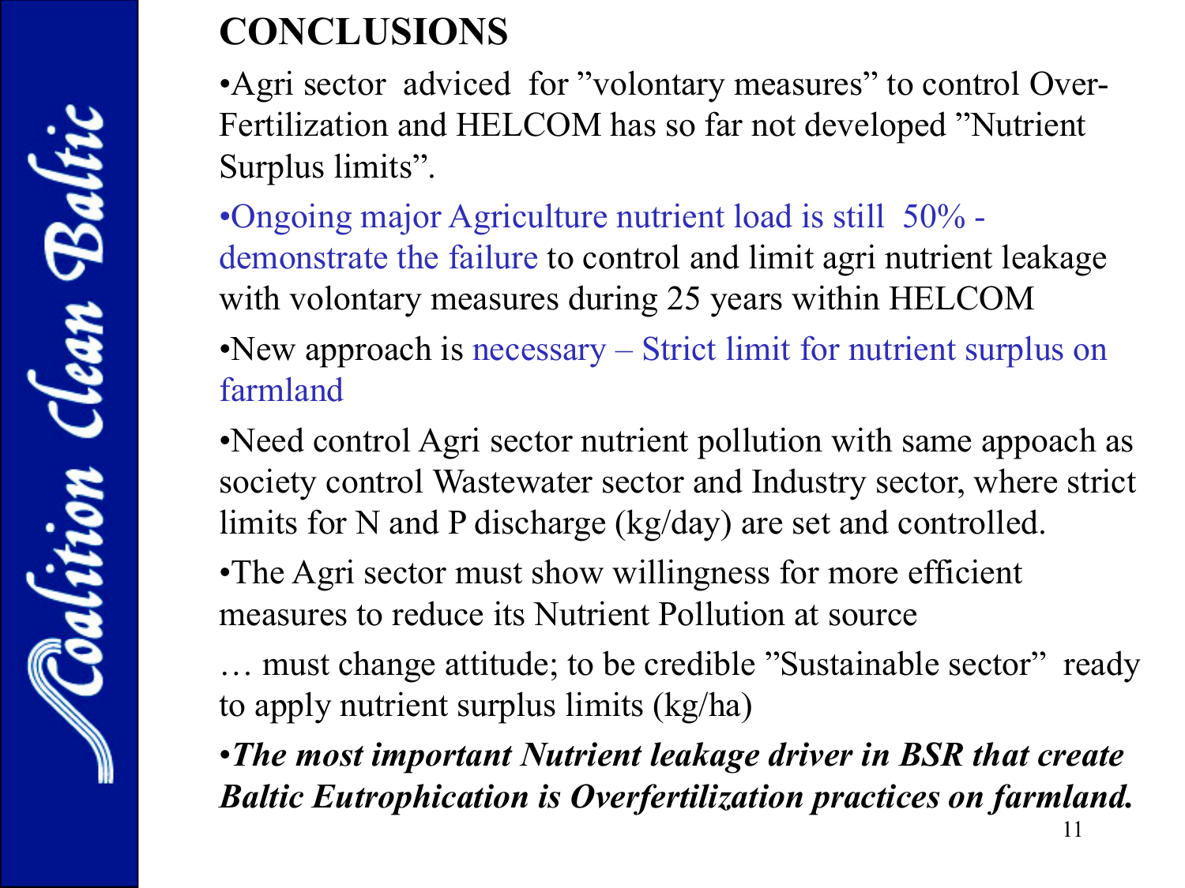# CONCLUSIONS

- Agri sector adviced for "volontary measures" to control Over-Fertilization and HELCOM has so far not developed "Nutrient Surplus limits".
- Ongoing major Agriculture nutrient load is still 50% - demonstrate the failure to control and limit agri nutrient leakage with volontary measures during 25 years within HELCOM
- New approach is necessary – Strict limit for nutrient surplus on farmland
- Need control Agri sector nutrient pollution with same appoach as society control Wastewater sector and Industry sector, where strict limits for N and P discharge (kg/day) are set and controlled.
- The Agri sector must show willingness for more efficient measures to reduce its Nutrient Pollution at source

… must change attitude; to be credible "Sustainable sector" ready to apply nutrient surplus limits (kg/ha)

- ***The most important Nutrient leakage driver in BSR that create Baltic Eutrophication is Overfertilization practices on farmland.***